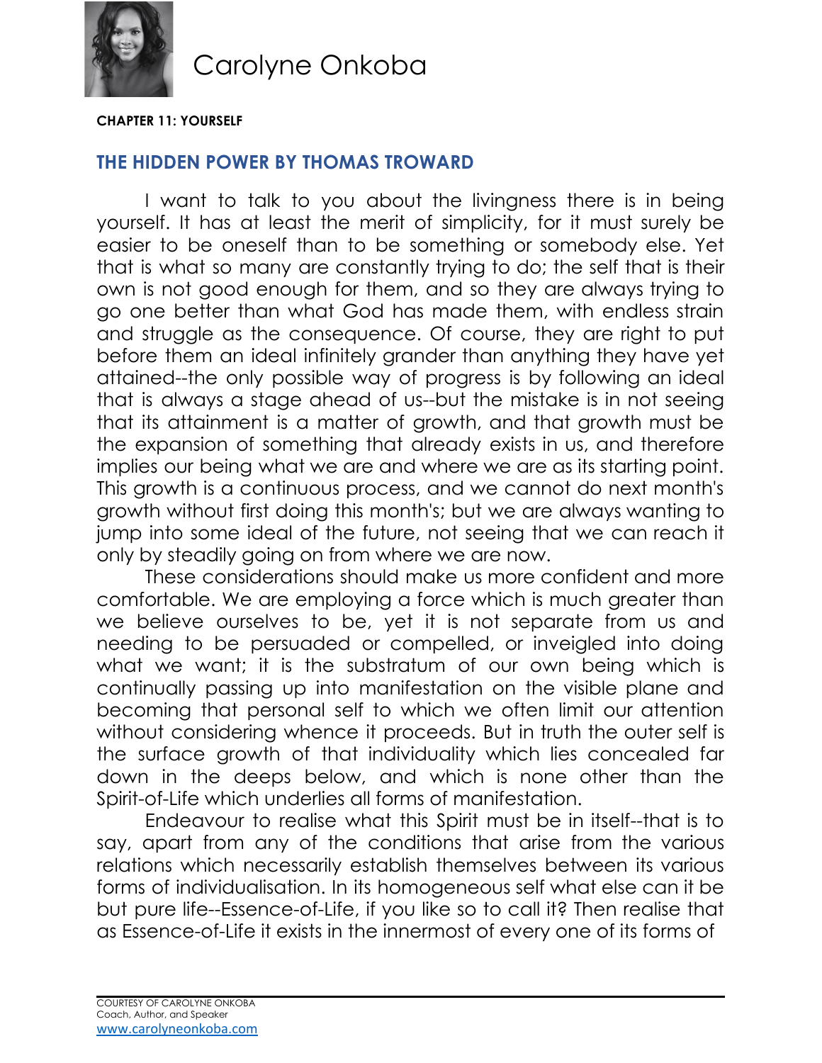**CHAPTER 11: YOURSELF**

## THE HIDDEN POWER BY THOMAS TROWARD

I want to talk to you about the livingness there is in being yourself. It has at least the merit of simplicity, for it must surely be easier to be oneself than to be something or somebody else. Yet that is what so many are constantly trying to do; the self that is their own is not good enough for them, and so they are always trying to go one better than what God has made them, with endless strain and struggle as the consequence. Of course, they are right to put before them an ideal infinitely grander than anything they have yet attained--the only possible way of progress is by following an ideal that is always a stage ahead of us--but the mistake is in not seeing that its attainment is a matter of growth, and that growth must be the expansion of something that already exists in us, and therefore implies our being what we are and where we are as its starting point. This growth is a continuous process, and we cannot do next month's growth without first doing this month's; but we are always wanting to jump into some ideal of the future, not seeing that we can reach it only by steadily going on from where we are now.

These considerations should make us more confident and more comfortable. We are employing a force which is much greater than we believe ourselves to be, yet it is not separate from us and needing to be persuaded or compelled, or inveigled into doing what we want; it is the substratum of our own being which is continually passing up into manifestation on the visible plane and becoming that personal self to which we often limit our attention without considering whence it proceeds. But in truth the outer self is the surface growth of that individuality which lies concealed far down in the deeps below, and which is none other than the Spirit-of-Life which underlies all forms of manifestation.

Endeavour to realise what this Spirit must be in itself--that is to say, apart from any of the conditions that arise from the various relations which necessarily establish themselves between its various forms of individualisation. In its homogeneous self what else can it be but pure life--Essence-of-Life, if you like so to call it? Then realise that as Essence-of-Life it exists in the innermost of every one of its forms of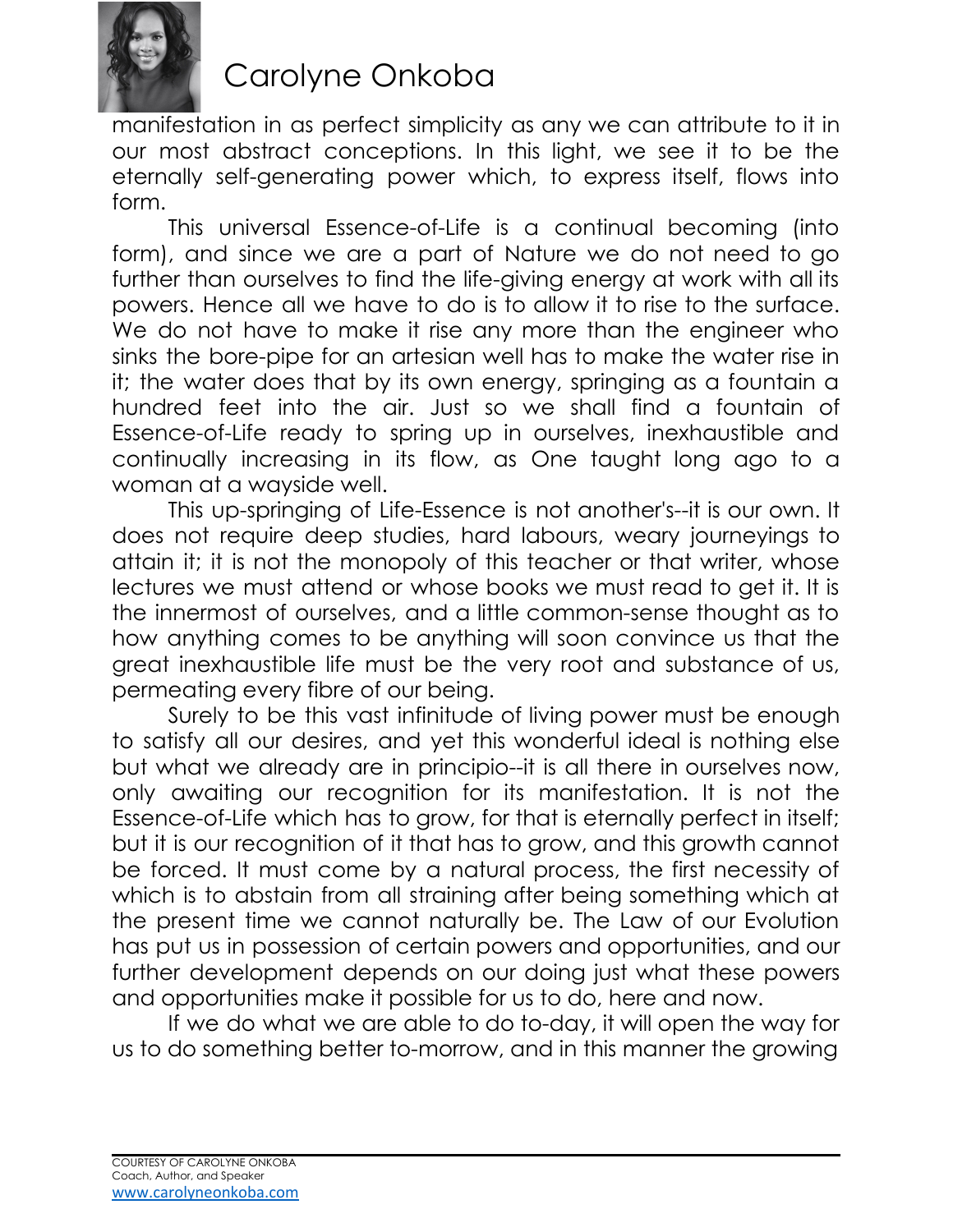manifestation in as perfect simplicity as any we can attribute to it in our most abstract conceptions. In this light, we see it to be the eternally self-generating power which, to express itself, flows into form.

This universal Essence-of-Life is a continual becoming (into form), and since we are a part of Nature we do not need to go further than ourselves to find the life-giving energy at work with all its powers. Hence all we have to do is to allow it to rise to the surface. We do not have to make it rise any more than the engineer who sinks the bore-pipe for an artesian well has to make the water rise in it; the water does that by its own energy, springing as a fountain a hundred feet into the air. Just so we shall find a fountain of Essence-of-Life ready to spring up in ourselves, inexhaustible and continually increasing in its flow, as One taught long ago to a woman at a wayside well.

This up-springing of Life-Essence is not another's--it is our own. It does not require deep studies, hard labours, weary journeyings to attain it; it is not the monopoly of this teacher or that writer, whose lectures we must attend or whose books we must read to get it. It is the innermost of ourselves, and a little common-sense thought as to how anything comes to be anything will soon convince us that the great inexhaustible life must be the very root and substance of us, permeating every fibre of our being.

Surely to be this vast infinitude of living power must be enough to satisfy all our desires, and yet this wonderful ideal is nothing else but what we already are in principio--it is all there in ourselves now, only awaiting our recognition for its manifestation. It is not the Essence-of-Life which has to grow, for that is eternally perfect in itself; but it is our recognition of it that has to grow, and this growth cannot be forced. It must come by a natural process, the first necessity of which is to abstain from all straining after being something which at the present time we cannot naturally be. The Law of our Evolution has put us in possession of certain powers and opportunities, and our further development depends on our doing just what these powers and opportunities make it possible for us to do, here and now.

If we do what we are able to do to-day, it will open the way for us to do something better to-morrow, and in this manner the growing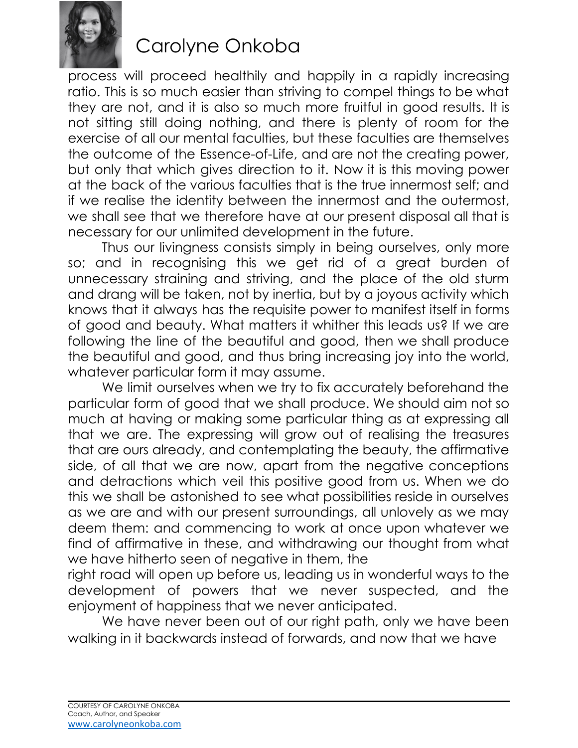process will proceed healthily and happily in a rapidly increasing ratio. This is so much easier than striving to compel things to be what they are not, and it is also so much more fruitful in good results. It is not sitting still doing nothing, and there is plenty of room for the exercise of all our mental faculties, but these faculties are themselves the outcome of the Essence-of-Life, and are not the creating power, but only that which gives direction to it. Now it is this moving power at the back of the various faculties that is the true innermost self; and if we realise the identity between the innermost and the outermost, we shall see that we therefore have at our present disposal all that is necessary for our unlimited development in the future.

Thus our livingness consists simply in being ourselves, only more so; and in recognising this we get rid of a great burden of unnecessary straining and striving, and the place of the old sturm and drang will be taken, not by inertia, but by a joyous activity which knows that it always has the requisite power to manifest itself in forms of good and beauty. What matters it whither this leads us? If we are following the line of the beautiful and good, then we shall produce the beautiful and good, and thus bring increasing joy into the world, whatever particular form it may assume.

We limit ourselves when we try to fix accurately beforehand the particular form of good that we shall produce. We should aim not so much at having or making some particular thing as at expressing all that we are. The expressing will grow out of realising the treasures that are ours already, and contemplating the beauty, the affirmative side, of all that we are now, apart from the negative conceptions and detractions which veil this positive good from us. When we do this we shall be astonished to see what possibilities reside in ourselves as we are and with our present surroundings, all unlovely as we may deem them: and commencing to work at once upon whatever we find of affirmative in these, and withdrawing our thought from what we have hitherto seen of negative in them, the right road will open up before us, leading us in wonderful ways to the development of powers that we never suspected, and the enjoyment of happiness that we never anticipated.

We have never been out of our right path, only we have been walking in it backwards instead of forwards, and now that we have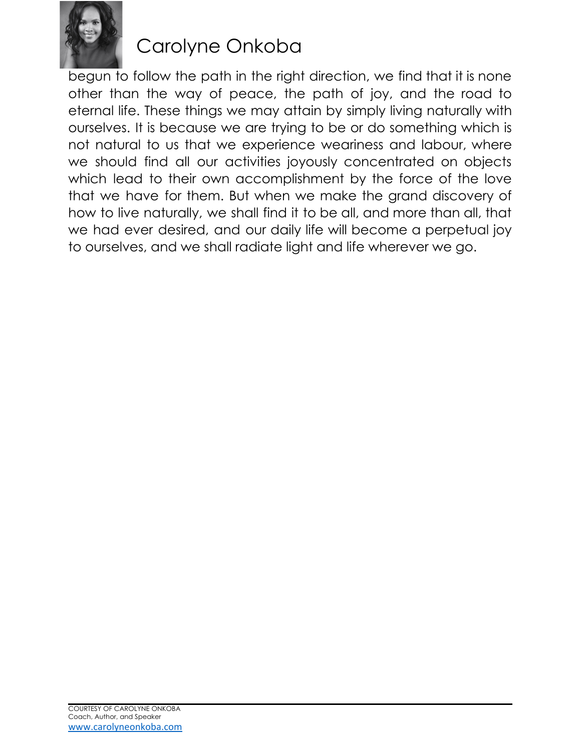begun to follow the path in the right direction, we find that it is none other than the way of peace, the path of joy, and the road to eternal life. These things we may attain by simply living naturally with ourselves. It is because we are trying to be or do something which is not natural to us that we experience weariness and labour, where we should find all our activities joyously concentrated on objects which lead to their own accomplishment by the force of the love that we have for them. But when we make the grand discovery of how to live naturally, we shall find it to be all, and more than all, that we had ever desired, and our daily life will become a perpetual joy to ourselves, and we shall radiate light and life wherever we go.